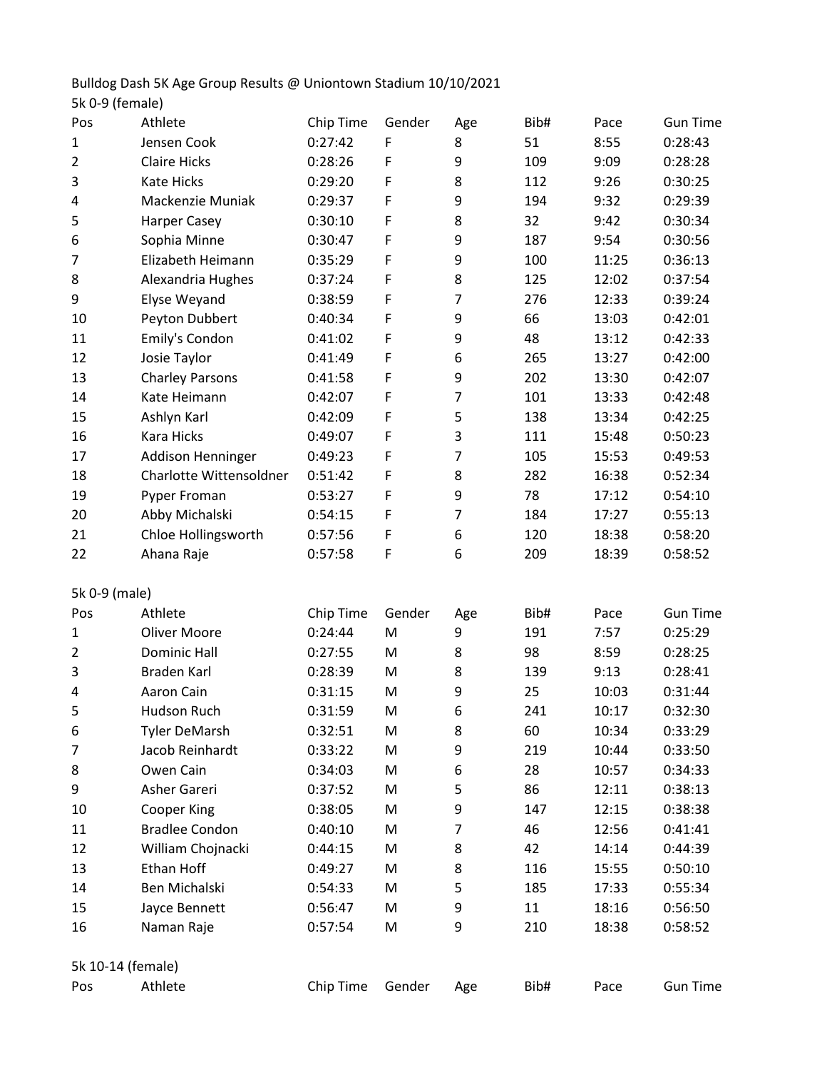Bulldog Dash 5K Age Group Results @ Uniontown Stadium 10/10/2021

5k 0-9 (female)

| Pos | Athlete | Chip Time | Gender | Age | Bib# | Pace | Gun Time |
|---|---|---|---|---|---|---|---|
| 1 | Jensen Cook | 0:27:42 | F | 8 | 51 | 8:55 | 0:28:43 |
| 2 | Claire Hicks | 0:28:26 | F | 9 | 109 | 9:09 | 0:28:28 |
| 3 | Kate Hicks | 0:29:20 | F | 8 | 112 | 9:26 | 0:30:25 |
| 4 | Mackenzie Muniak | 0:29:37 | F | 9 | 194 | 9:32 | 0:29:39 |
| 5 | Harper Casey | 0:30:10 | F | 8 | 32 | 9:42 | 0:30:34 |
| 6 | Sophia Minne | 0:30:47 | F | 9 | 187 | 9:54 | 0:30:56 |
| 7 | Elizabeth Heimann | 0:35:29 | F | 9 | 100 | 11:25 | 0:36:13 |
| 8 | Alexandria Hughes | 0:37:24 | F | 8 | 125 | 12:02 | 0:37:54 |
| 9 | Elyse Weyand | 0:38:59 | F | 7 | 276 | 12:33 | 0:39:24 |
| 10 | Peyton Dubbert | 0:40:34 | F | 9 | 66 | 13:03 | 0:42:01 |
| 11 | Emily's Condon | 0:41:02 | F | 9 | 48 | 13:12 | 0:42:33 |
| 12 | Josie Taylor | 0:41:49 | F | 6 | 265 | 13:27 | 0:42:00 |
| 13 | Charley Parsons | 0:41:58 | F | 9 | 202 | 13:30 | 0:42:07 |
| 14 | Kate Heimann | 0:42:07 | F | 7 | 101 | 13:33 | 0:42:48 |
| 15 | Ashlyn Karl | 0:42:09 | F | 5 | 138 | 13:34 | 0:42:25 |
| 16 | Kara Hicks | 0:49:07 | F | 3 | 111 | 15:48 | 0:50:23 |
| 17 | Addison Henninger | 0:49:23 | F | 7 | 105 | 15:53 | 0:49:53 |
| 18 | Charlotte Wittensoldner | 0:51:42 | F | 8 | 282 | 16:38 | 0:52:34 |
| 19 | Pyper Froman | 0:53:27 | F | 9 | 78 | 17:12 | 0:54:10 |
| 20 | Abby Michalski | 0:54:15 | F | 7 | 184 | 17:27 | 0:55:13 |
| 21 | Chloe Hollingsworth | 0:57:56 | F | 6 | 120 | 18:38 | 0:58:20 |
| 22 | Ahana Raje | 0:57:58 | F | 6 | 209 | 18:39 | 0:58:52 |

5k 0-9 (male)

| Pos | Athlete | Chip Time | Gender | Age | Bib# | Pace | Gun Time |
|---|---|---|---|---|---|---|---|
| 1 | Oliver Moore | 0:24:44 | M | 9 | 191 | 7:57 | 0:25:29 |
| 2 | Dominic Hall | 0:27:55 | M | 8 | 98 | 8:59 | 0:28:25 |
| 3 | Braden Karl | 0:28:39 | M | 8 | 139 | 9:13 | 0:28:41 |
| 4 | Aaron Cain | 0:31:15 | M | 9 | 25 | 10:03 | 0:31:44 |
| 5 | Hudson Ruch | 0:31:59 | M | 6 | 241 | 10:17 | 0:32:30 |
| 6 | Tyler DeMarsh | 0:32:51 | M | 8 | 60 | 10:34 | 0:33:29 |
| 7 | Jacob Reinhardt | 0:33:22 | M | 9 | 219 | 10:44 | 0:33:50 |
| 8 | Owen Cain | 0:34:03 | M | 6 | 28 | 10:57 | 0:34:33 |
| 9 | Asher Gareri | 0:37:52 | M | 5 | 86 | 12:11 | 0:38:13 |
| 10 | Cooper King | 0:38:05 | M | 9 | 147 | 12:15 | 0:38:38 |
| 11 | Bradlee Condon | 0:40:10 | M | 7 | 46 | 12:56 | 0:41:41 |
| 12 | William Chojnacki | 0:44:15 | M | 8 | 42 | 14:14 | 0:44:39 |
| 13 | Ethan Hoff | 0:49:27 | M | 8 | 116 | 15:55 | 0:50:10 |
| 14 | Ben Michalski | 0:54:33 | M | 5 | 185 | 17:33 | 0:55:34 |
| 15 | Jayce Bennett | 0:56:47 | M | 9 | 11 | 18:16 | 0:56:50 |
| 16 | Naman Raje | 0:57:54 | M | 9 | 210 | 18:38 | 0:58:52 |

5k 10-14 (female)

| Pos | Athlete | Chip Time | Gender | Age | Bib# | Pace | Gun Time |
|---|---|---|---|---|---|---|---|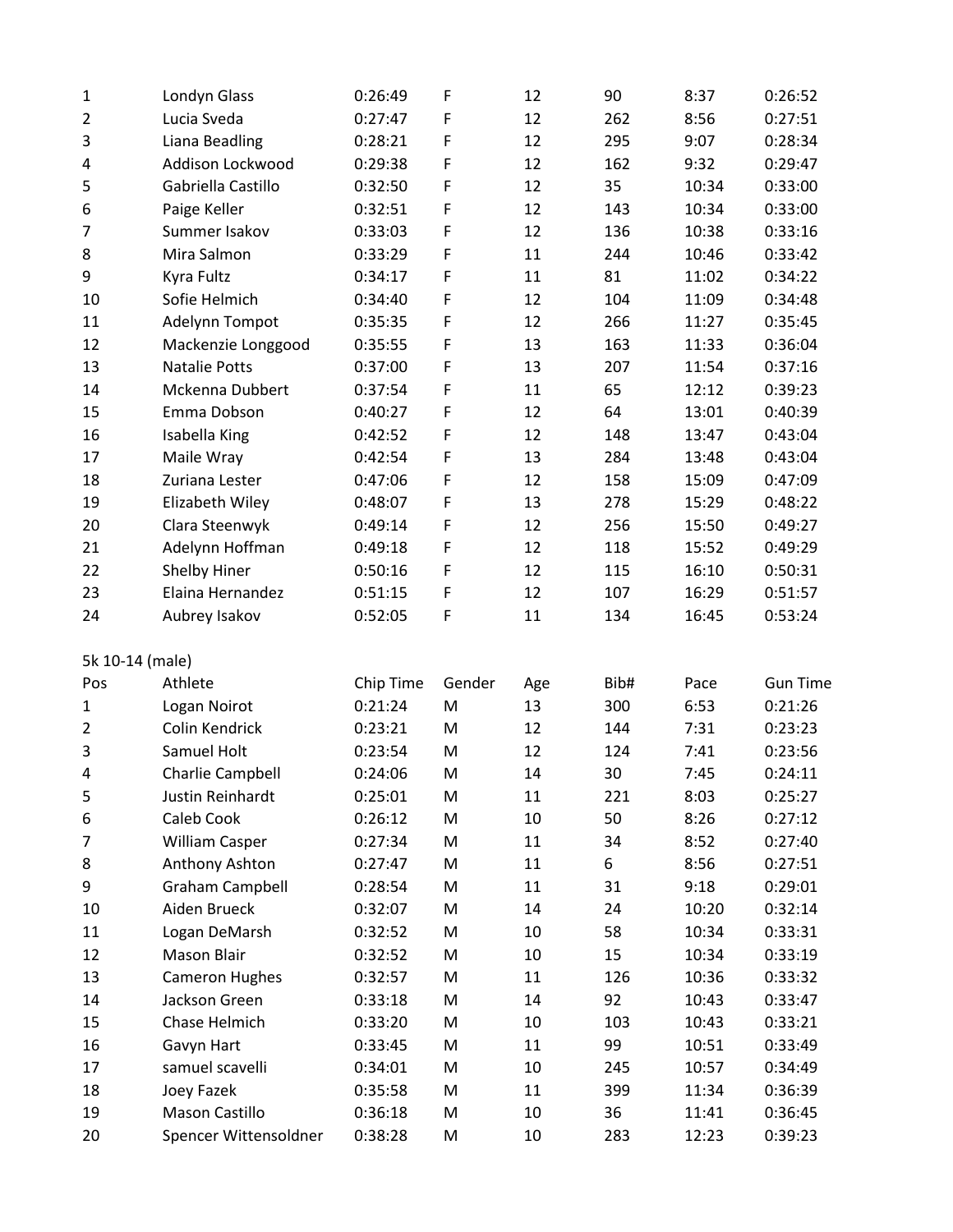| | | | | | | | |
|---|---|---|---|---|---|---|---|
| 1 | Londyn Glass | 0:26:49 | F | 12 | 90 | 8:37 | 0:26:52 |
| 2 | Lucia Sveda | 0:27:47 | F | 12 | 262 | 8:56 | 0:27:51 |
| 3 | Liana Beadling | 0:28:21 | F | 12 | 295 | 9:07 | 0:28:34 |
| 4 | Addison Lockwood | 0:29:38 | F | 12 | 162 | 9:32 | 0:29:47 |
| 5 | Gabriella Castillo | 0:32:50 | F | 12 | 35 | 10:34 | 0:33:00 |
| 6 | Paige Keller | 0:32:51 | F | 12 | 143 | 10:34 | 0:33:00 |
| 7 | Summer Isakov | 0:33:03 | F | 12 | 136 | 10:38 | 0:33:16 |
| 8 | Mira Salmon | 0:33:29 | F | 11 | 244 | 10:46 | 0:33:42 |
| 9 | Kyra Fultz | 0:34:17 | F | 11 | 81 | 11:02 | 0:34:22 |
| 10 | Sofie Helmich | 0:34:40 | F | 12 | 104 | 11:09 | 0:34:48 |
| 11 | Adelynn Tompot | 0:35:35 | F | 12 | 266 | 11:27 | 0:35:45 |
| 12 | Mackenzie Longgood | 0:35:55 | F | 13 | 163 | 11:33 | 0:36:04 |
| 13 | Natalie Potts | 0:37:00 | F | 13 | 207 | 11:54 | 0:37:16 |
| 14 | Mckenna Dubbert | 0:37:54 | F | 11 | 65 | 12:12 | 0:39:23 |
| 15 | Emma Dobson | 0:40:27 | F | 12 | 64 | 13:01 | 0:40:39 |
| 16 | Isabella King | 0:42:52 | F | 12 | 148 | 13:47 | 0:43:04 |
| 17 | Maile Wray | 0:42:54 | F | 13 | 284 | 13:48 | 0:43:04 |
| 18 | Zuriana Lester | 0:47:06 | F | 12 | 158 | 15:09 | 0:47:09 |
| 19 | Elizabeth Wiley | 0:48:07 | F | 13 | 278 | 15:29 | 0:48:22 |
| 20 | Clara Steenwyk | 0:49:14 | F | 12 | 256 | 15:50 | 0:49:27 |
| 21 | Adelynn Hoffman | 0:49:18 | F | 12 | 118 | 15:52 | 0:49:29 |
| 22 | Shelby Hiner | 0:50:16 | F | 12 | 115 | 16:10 | 0:50:31 |
| 23 | Elaina Hernandez | 0:51:15 | F | 12 | 107 | 16:29 | 0:51:57 |
| 24 | Aubrey Isakov | 0:52:05 | F | 11 | 134 | 16:45 | 0:53:24 |

5k 10-14 (male)

| Pos | Athlete | Chip Time | Gender | Age | Bib# | Pace | Gun Time |
|---|---|---|---|---|---|---|---|
| 1 | Logan Noirot | 0:21:24 | M | 13 | 300 | 6:53 | 0:21:26 |
| 2 | Colin Kendrick | 0:23:21 | M | 12 | 144 | 7:31 | 0:23:23 |
| 3 | Samuel Holt | 0:23:54 | M | 12 | 124 | 7:41 | 0:23:56 |
| 4 | Charlie Campbell | 0:24:06 | M | 14 | 30 | 7:45 | 0:24:11 |
| 5 | Justin Reinhardt | 0:25:01 | M | 11 | 221 | 8:03 | 0:25:27 |
| 6 | Caleb Cook | 0:26:12 | M | 10 | 50 | 8:26 | 0:27:12 |
| 7 | William Casper | 0:27:34 | M | 11 | 34 | 8:52 | 0:27:40 |
| 8 | Anthony Ashton | 0:27:47 | M | 11 | 6 | 8:56 | 0:27:51 |
| 9 | Graham Campbell | 0:28:54 | M | 11 | 31 | 9:18 | 0:29:01 |
| 10 | Aiden Brueck | 0:32:07 | M | 14 | 24 | 10:20 | 0:32:14 |
| 11 | Logan DeMarsh | 0:32:52 | M | 10 | 58 | 10:34 | 0:33:31 |
| 12 | Mason Blair | 0:32:52 | M | 10 | 15 | 10:34 | 0:33:19 |
| 13 | Cameron Hughes | 0:32:57 | M | 11 | 126 | 10:36 | 0:33:32 |
| 14 | Jackson Green | 0:33:18 | M | 14 | 92 | 10:43 | 0:33:47 |
| 15 | Chase Helmich | 0:33:20 | M | 10 | 103 | 10:43 | 0:33:21 |
| 16 | Gavyn Hart | 0:33:45 | M | 11 | 99 | 10:51 | 0:33:49 |
| 17 | samuel scavelli | 0:34:01 | M | 10 | 245 | 10:57 | 0:34:49 |
| 18 | Joey Fazek | 0:35:58 | M | 11 | 399 | 11:34 | 0:36:39 |
| 19 | Mason Castillo | 0:36:18 | M | 10 | 36 | 11:41 | 0:36:45 |
| 20 | Spencer Wittensoldner | 0:38:28 | M | 10 | 283 | 12:23 | 0:39:23 |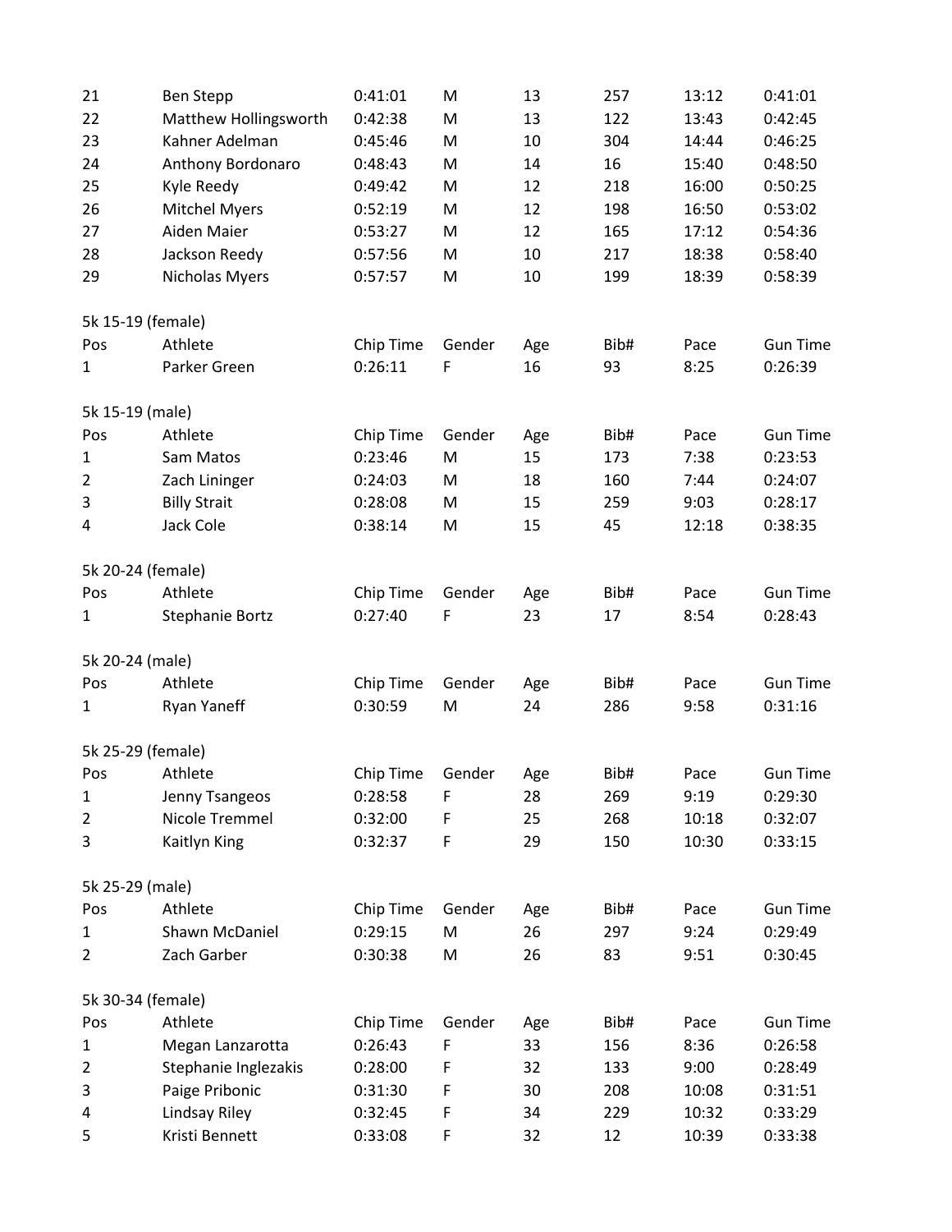| Pos | Athlete | Chip Time | Gender | Age | Bib# | Pace | Gun Time |
|---|---|---|---|---|---|---|---|
| 21 | Ben Stepp | 0:41:01 | M | 13 | 257 | 13:12 | 0:41:01 |
| 22 | Matthew Hollingsworth | 0:42:38 | M | 13 | 122 | 13:43 | 0:42:45 |
| 23 | Kahner Adelman | 0:45:46 | M | 10 | 304 | 14:44 | 0:46:25 |
| 24 | Anthony Bordonaro | 0:48:43 | M | 14 | 16 | 15:40 | 0:48:50 |
| 25 | Kyle Reedy | 0:49:42 | M | 12 | 218 | 16:00 | 0:50:25 |
| 26 | Mitchel Myers | 0:52:19 | M | 12 | 198 | 16:50 | 0:53:02 |
| 27 | Aiden Maier | 0:53:27 | M | 12 | 165 | 17:12 | 0:54:36 |
| 28 | Jackson Reedy | 0:57:56 | M | 10 | 217 | 18:38 | 0:58:40 |
| 29 | Nicholas Myers | 0:57:57 | M | 10 | 199 | 18:39 | 0:58:39 |

5k 15-19 (female)

| Pos | Athlete | Chip Time | Gender | Age | Bib# | Pace | Gun Time |
|---|---|---|---|---|---|---|---|
| 1 | Parker Green | 0:26:11 | F | 16 | 93 | 8:25 | 0:26:39 |

5k 15-19 (male)

| Pos | Athlete | Chip Time | Gender | Age | Bib# | Pace | Gun Time |
|---|---|---|---|---|---|---|---|
| 1 | Sam Matos | 0:23:46 | M | 15 | 173 | 7:38 | 0:23:53 |
| 2 | Zach Lininger | 0:24:03 | M | 18 | 160 | 7:44 | 0:24:07 |
| 3 | Billy Strait | 0:28:08 | M | 15 | 259 | 9:03 | 0:28:17 |
| 4 | Jack Cole | 0:38:14 | M | 15 | 45 | 12:18 | 0:38:35 |

5k 20-24 (female)

| Pos | Athlete | Chip Time | Gender | Age | Bib# | Pace | Gun Time |
|---|---|---|---|---|---|---|---|
| 1 | Stephanie Bortz | 0:27:40 | F | 23 | 17 | 8:54 | 0:28:43 |

5k 20-24 (male)

| Pos | Athlete | Chip Time | Gender | Age | Bib# | Pace | Gun Time |
|---|---|---|---|---|---|---|---|
| 1 | Ryan Yaneff | 0:30:59 | M | 24 | 286 | 9:58 | 0:31:16 |

5k 25-29 (female)

| Pos | Athlete | Chip Time | Gender | Age | Bib# | Pace | Gun Time |
|---|---|---|---|---|---|---|---|
| 1 | Jenny Tsangeos | 0:28:58 | F | 28 | 269 | 9:19 | 0:29:30 |
| 2 | Nicole Tremmel | 0:32:00 | F | 25 | 268 | 10:18 | 0:32:07 |
| 3 | Kaitlyn King | 0:32:37 | F | 29 | 150 | 10:30 | 0:33:15 |

5k 25-29 (male)

| Pos | Athlete | Chip Time | Gender | Age | Bib# | Pace | Gun Time |
|---|---|---|---|---|---|---|---|
| 1 | Shawn McDaniel | 0:29:15 | M | 26 | 297 | 9:24 | 0:29:49 |
| 2 | Zach Garber | 0:30:38 | M | 26 | 83 | 9:51 | 0:30:45 |

5k 30-34 (female)

| Pos | Athlete | Chip Time | Gender | Age | Bib# | Pace | Gun Time |
|---|---|---|---|---|---|---|---|
| 1 | Megan Lanzarotta | 0:26:43 | F | 33 | 156 | 8:36 | 0:26:58 |
| 2 | Stephanie Inglezakis | 0:28:00 | F | 32 | 133 | 9:00 | 0:28:49 |
| 3 | Paige Pribonic | 0:31:30 | F | 30 | 208 | 10:08 | 0:31:51 |
| 4 | Lindsay Riley | 0:32:45 | F | 34 | 229 | 10:32 | 0:33:29 |
| 5 | Kristi Bennett | 0:33:08 | F | 32 | 12 | 10:39 | 0:33:38 |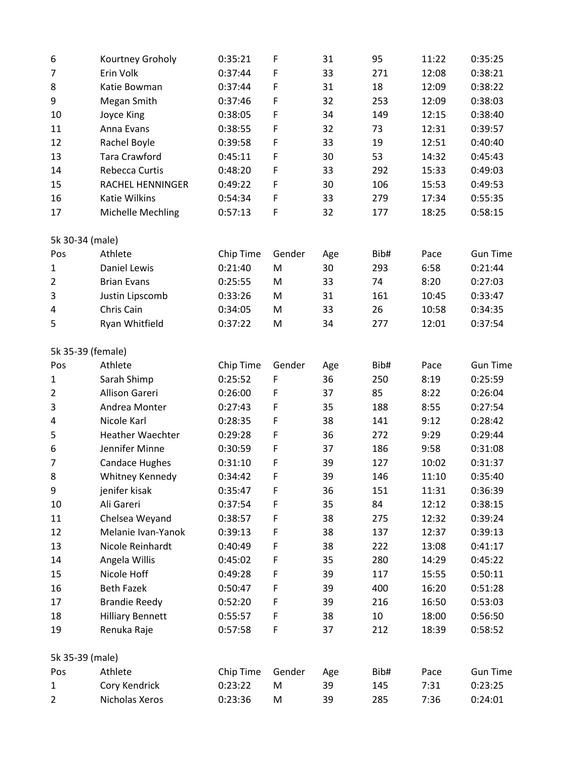| Pos | Athlete | Chip Time | Gender | Age | Bib# | Pace | Gun Time |
|---|---|---|---|---|---|---|---|
| 6 | Kourtney Groholy | 0:35:21 | F | 31 | 95 | 11:22 | 0:35:25 |
| 7 | Erin Volk | 0:37:44 | F | 33 | 271 | 12:08 | 0:38:21 |
| 8 | Katie Bowman | 0:37:44 | F | 31 | 18 | 12:09 | 0:38:22 |
| 9 | Megan Smith | 0:37:46 | F | 32 | 253 | 12:09 | 0:38:03 |
| 10 | Joyce King | 0:38:05 | F | 34 | 149 | 12:15 | 0:38:40 |
| 11 | Anna Evans | 0:38:55 | F | 32 | 73 | 12:31 | 0:39:57 |
| 12 | Rachel Boyle | 0:39:58 | F | 33 | 19 | 12:51 | 0:40:40 |
| 13 | Tara Crawford | 0:45:11 | F | 30 | 53 | 14:32 | 0:45:43 |
| 14 | Rebecca Curtis | 0:48:20 | F | 33 | 292 | 15:33 | 0:49:03 |
| 15 | RACHEL HENNINGER | 0:49:22 | F | 30 | 106 | 15:53 | 0:49:53 |
| 16 | Katie Wilkins | 0:54:34 | F | 33 | 279 | 17:34 | 0:55:35 |
| 17 | Michelle Mechling | 0:57:13 | F | 32 | 177 | 18:25 | 0:58:15 |

5k 30-34 (male)

| Pos | Athlete | Chip Time | Gender | Age | Bib# | Pace | Gun Time |
|---|---|---|---|---|---|---|---|
| 1 | Daniel Lewis | 0:21:40 | M | 30 | 293 | 6:58 | 0:21:44 |
| 2 | Brian Evans | 0:25:55 | M | 33 | 74 | 8:20 | 0:27:03 |
| 3 | Justin Lipscomb | 0:33:26 | M | 31 | 161 | 10:45 | 0:33:47 |
| 4 | Chris Cain | 0:34:05 | M | 33 | 26 | 10:58 | 0:34:35 |
| 5 | Ryan Whitfield | 0:37:22 | M | 34 | 277 | 12:01 | 0:37:54 |

5k 35-39 (female)

| Pos | Athlete | Chip Time | Gender | Age | Bib# | Pace | Gun Time |
|---|---|---|---|---|---|---|---|
| 1 | Sarah Shimp | 0:25:52 | F | 36 | 250 | 8:19 | 0:25:59 |
| 2 | Allison Gareri | 0:26:00 | F | 37 | 85 | 8:22 | 0:26:04 |
| 3 | Andrea Monter | 0:27:43 | F | 35 | 188 | 8:55 | 0:27:54 |
| 4 | Nicole Karl | 0:28:35 | F | 38 | 141 | 9:12 | 0:28:42 |
| 5 | Heather Waechter | 0:29:28 | F | 36 | 272 | 9:29 | 0:29:44 |
| 6 | Jennifer Minne | 0:30:59 | F | 37 | 186 | 9:58 | 0:31:08 |
| 7 | Candace Hughes | 0:31:10 | F | 39 | 127 | 10:02 | 0:31:37 |
| 8 | Whitney Kennedy | 0:34:42 | F | 39 | 146 | 11:10 | 0:35:40 |
| 9 | jenifer kisak | 0:35:47 | F | 36 | 151 | 11:31 | 0:36:39 |
| 10 | Ali Gareri | 0:37:54 | F | 35 | 84 | 12:12 | 0:38:15 |
| 11 | Chelsea Weyand | 0:38:57 | F | 38 | 275 | 12:32 | 0:39:24 |
| 12 | Melanie Ivan-Yanok | 0:39:13 | F | 38 | 137 | 12:37 | 0:39:13 |
| 13 | Nicole Reinhardt | 0:40:49 | F | 38 | 222 | 13:08 | 0:41:17 |
| 14 | Angela Willis | 0:45:02 | F | 35 | 280 | 14:29 | 0:45:22 |
| 15 | Nicole Hoff | 0:49:28 | F | 39 | 117 | 15:55 | 0:50:11 |
| 16 | Beth Fazek | 0:50:47 | F | 39 | 400 | 16:20 | 0:51:28 |
| 17 | Brandie Reedy | 0:52:20 | F | 39 | 216 | 16:50 | 0:53:03 |
| 18 | Hilliary Bennett | 0:55:57 | F | 38 | 10 | 18:00 | 0:56:50 |
| 19 | Renuka Raje | 0:57:58 | F | 37 | 212 | 18:39 | 0:58:52 |

5k 35-39 (male)

| Pos | Athlete | Chip Time | Gender | Age | Bib# | Pace | Gun Time |
|---|---|---|---|---|---|---|---|
| 1 | Cory Kendrick | 0:23:22 | M | 39 | 145 | 7:31 | 0:23:25 |
| 2 | Nicholas Xeros | 0:23:36 | M | 39 | 285 | 7:36 | 0:24:01 |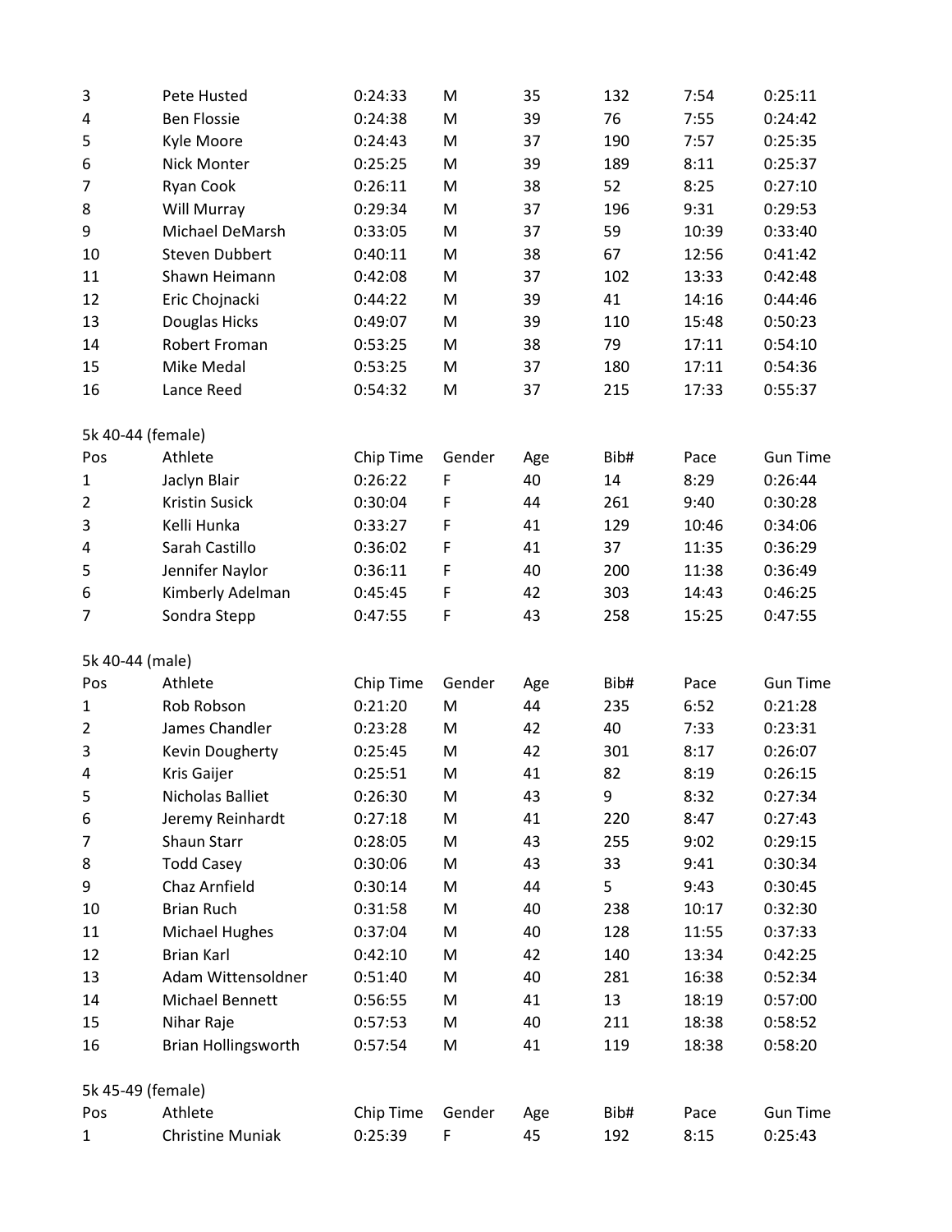| Pos | Athlete | Chip Time | Gender | Age | Bib# | Pace | Gun Time |
|---|---|---|---|---|---|---|---|
| 3 | Pete Husted | 0:24:33 | M | 35 | 132 | 7:54 | 0:25:11 |
| 4 | Ben Flossie | 0:24:38 | M | 39 | 76 | 7:55 | 0:24:42 |
| 5 | Kyle Moore | 0:24:43 | M | 37 | 190 | 7:57 | 0:25:35 |
| 6 | Nick Monter | 0:25:25 | M | 39 | 189 | 8:11 | 0:25:37 |
| 7 | Ryan Cook | 0:26:11 | M | 38 | 52 | 8:25 | 0:27:10 |
| 8 | Will Murray | 0:29:34 | M | 37 | 196 | 9:31 | 0:29:53 |
| 9 | Michael DeMarsh | 0:33:05 | M | 37 | 59 | 10:39 | 0:33:40 |
| 10 | Steven Dubbert | 0:40:11 | M | 38 | 67 | 12:56 | 0:41:42 |
| 11 | Shawn Heimann | 0:42:08 | M | 37 | 102 | 13:33 | 0:42:48 |
| 12 | Eric Chojnacki | 0:44:22 | M | 39 | 41 | 14:16 | 0:44:46 |
| 13 | Douglas Hicks | 0:49:07 | M | 39 | 110 | 15:48 | 0:50:23 |
| 14 | Robert Froman | 0:53:25 | M | 38 | 79 | 17:11 | 0:54:10 |
| 15 | Mike Medal | 0:53:25 | M | 37 | 180 | 17:11 | 0:54:36 |
| 16 | Lance Reed | 0:54:32 | M | 37 | 215 | 17:33 | 0:55:37 |

5k 40-44 (female)

| Pos | Athlete | Chip Time | Gender | Age | Bib# | Pace | Gun Time |
|---|---|---|---|---|---|---|---|
| 1 | Jaclyn Blair | 0:26:22 | F | 40 | 14 | 8:29 | 0:26:44 |
| 2 | Kristin Susick | 0:30:04 | F | 44 | 261 | 9:40 | 0:30:28 |
| 3 | Kelli Hunka | 0:33:27 | F | 41 | 129 | 10:46 | 0:34:06 |
| 4 | Sarah Castillo | 0:36:02 | F | 41 | 37 | 11:35 | 0:36:29 |
| 5 | Jennifer Naylor | 0:36:11 | F | 40 | 200 | 11:38 | 0:36:49 |
| 6 | Kimberly Adelman | 0:45:45 | F | 42 | 303 | 14:43 | 0:46:25 |
| 7 | Sondra Stepp | 0:47:55 | F | 43 | 258 | 15:25 | 0:47:55 |

5k 40-44 (male)

| Pos | Athlete | Chip Time | Gender | Age | Bib# | Pace | Gun Time |
|---|---|---|---|---|---|---|---|
| 1 | Rob Robson | 0:21:20 | M | 44 | 235 | 6:52 | 0:21:28 |
| 2 | James Chandler | 0:23:28 | M | 42 | 40 | 7:33 | 0:23:31 |
| 3 | Kevin Dougherty | 0:25:45 | M | 42 | 301 | 8:17 | 0:26:07 |
| 4 | Kris Gaijer | 0:25:51 | M | 41 | 82 | 8:19 | 0:26:15 |
| 5 | Nicholas Balliet | 0:26:30 | M | 43 | 9 | 8:32 | 0:27:34 |
| 6 | Jeremy Reinhardt | 0:27:18 | M | 41 | 220 | 8:47 | 0:27:43 |
| 7 | Shaun Starr | 0:28:05 | M | 43 | 255 | 9:02 | 0:29:15 |
| 8 | Todd Casey | 0:30:06 | M | 43 | 33 | 9:41 | 0:30:34 |
| 9 | Chaz Arnfield | 0:30:14 | M | 44 | 5 | 9:43 | 0:30:45 |
| 10 | Brian Ruch | 0:31:58 | M | 40 | 238 | 10:17 | 0:32:30 |
| 11 | Michael Hughes | 0:37:04 | M | 40 | 128 | 11:55 | 0:37:33 |
| 12 | Brian Karl | 0:42:10 | M | 42 | 140 | 13:34 | 0:42:25 |
| 13 | Adam Wittensoldner | 0:51:40 | M | 40 | 281 | 16:38 | 0:52:34 |
| 14 | Michael Bennett | 0:56:55 | M | 41 | 13 | 18:19 | 0:57:00 |
| 15 | Nihar Raje | 0:57:53 | M | 40 | 211 | 18:38 | 0:58:52 |
| 16 | Brian Hollingsworth | 0:57:54 | M | 41 | 119 | 18:38 | 0:58:20 |

5k 45-49 (female)

| Pos | Athlete | Chip Time | Gender | Age | Bib# | Pace | Gun Time |
|---|---|---|---|---|---|---|---|
| 1 | Christine Muniak | 0:25:39 | F | 45 | 192 | 8:15 | 0:25:43 |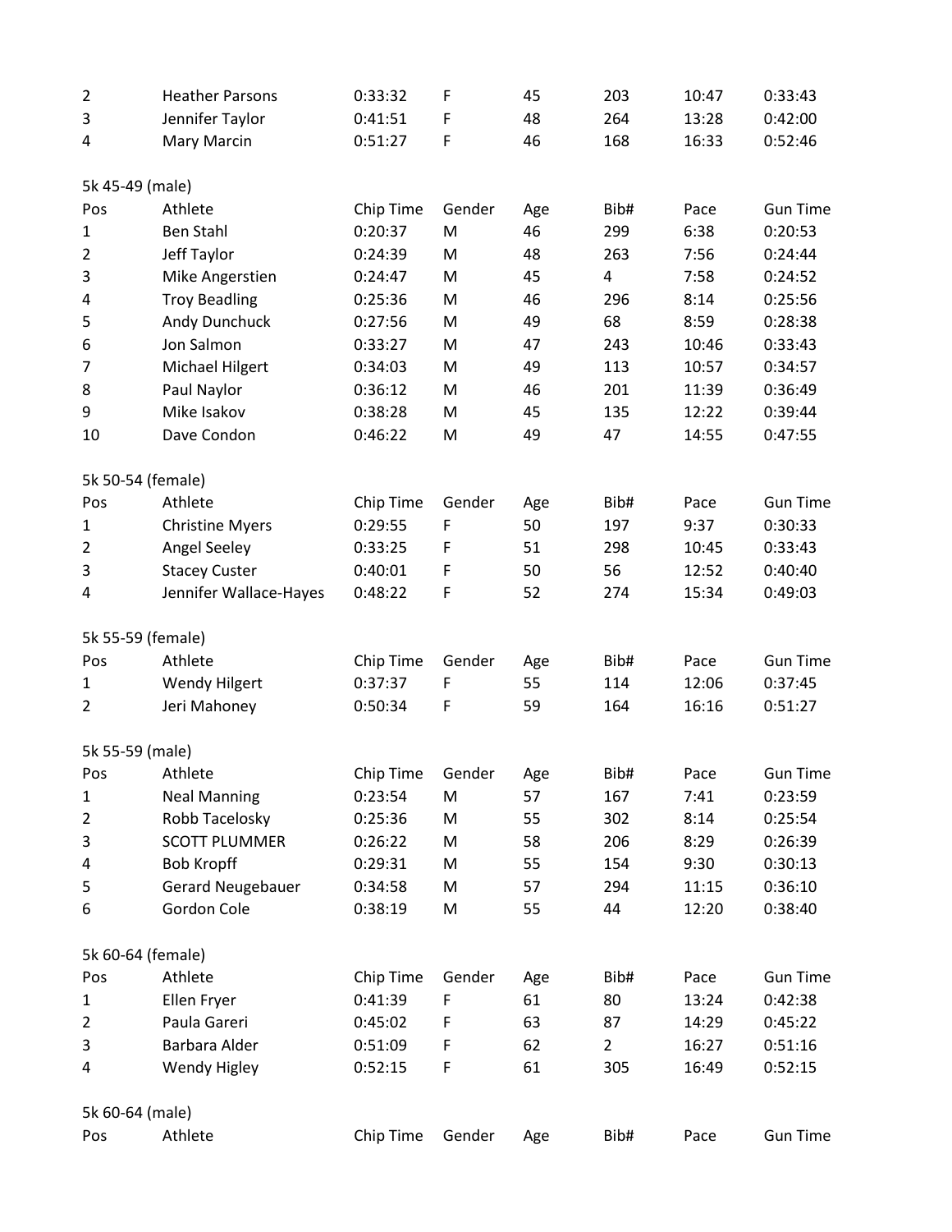| Pos | Athlete | Chip Time | Gender | Age | Bib# | Pace | Gun Time |
|---|---|---|---|---|---|---|---|
| 2 | Heather Parsons | 0:33:32 | F | 45 | 203 | 10:47 | 0:33:43 |
| 3 | Jennifer Taylor | 0:41:51 | F | 48 | 264 | 13:28 | 0:42:00 |
| 4 | Mary Marcin | 0:51:27 | F | 46 | 168 | 16:33 | 0:52:46 |

5k 45-49 (male)

| Pos | Athlete | Chip Time | Gender | Age | Bib# | Pace | Gun Time |
|---|---|---|---|---|---|---|---|
| 1 | Ben Stahl | 0:20:37 | M | 46 | 299 | 6:38 | 0:20:53 |
| 2 | Jeff Taylor | 0:24:39 | M | 48 | 263 | 7:56 | 0:24:44 |
| 3 | Mike Angerstien | 0:24:47 | M | 45 | 4 | 7:58 | 0:24:52 |
| 4 | Troy Beadling | 0:25:36 | M | 46 | 296 | 8:14 | 0:25:56 |
| 5 | Andy Dunchuck | 0:27:56 | M | 49 | 68 | 8:59 | 0:28:38 |
| 6 | Jon Salmon | 0:33:27 | M | 47 | 243 | 10:46 | 0:33:43 |
| 7 | Michael Hilgert | 0:34:03 | M | 49 | 113 | 10:57 | 0:34:57 |
| 8 | Paul Naylor | 0:36:12 | M | 46 | 201 | 11:39 | 0:36:49 |
| 9 | Mike Isakov | 0:38:28 | M | 45 | 135 | 12:22 | 0:39:44 |
| 10 | Dave Condon | 0:46:22 | M | 49 | 47 | 14:55 | 0:47:55 |

5k 50-54 (female)

| Pos | Athlete | Chip Time | Gender | Age | Bib# | Pace | Gun Time |
|---|---|---|---|---|---|---|---|
| 1 | Christine Myers | 0:29:55 | F | 50 | 197 | 9:37 | 0:30:33 |
| 2 | Angel Seeley | 0:33:25 | F | 51 | 298 | 10:45 | 0:33:43 |
| 3 | Stacey Custer | 0:40:01 | F | 50 | 56 | 12:52 | 0:40:40 |
| 4 | Jennifer Wallace-Hayes | 0:48:22 | F | 52 | 274 | 15:34 | 0:49:03 |

5k 55-59 (female)

| Pos | Athlete | Chip Time | Gender | Age | Bib# | Pace | Gun Time |
|---|---|---|---|---|---|---|---|
| 1 | Wendy Hilgert | 0:37:37 | F | 55 | 114 | 12:06 | 0:37:45 |
| 2 | Jeri Mahoney | 0:50:34 | F | 59 | 164 | 16:16 | 0:51:27 |

5k 55-59 (male)

| Pos | Athlete | Chip Time | Gender | Age | Bib# | Pace | Gun Time |
|---|---|---|---|---|---|---|---|
| 1 | Neal Manning | 0:23:54 | M | 57 | 167 | 7:41 | 0:23:59 |
| 2 | Robb Tacelosky | 0:25:36 | M | 55 | 302 | 8:14 | 0:25:54 |
| 3 | SCOTT PLUMMER | 0:26:22 | M | 58 | 206 | 8:29 | 0:26:39 |
| 4 | Bob Kropff | 0:29:31 | M | 55 | 154 | 9:30 | 0:30:13 |
| 5 | Gerard Neugebauer | 0:34:58 | M | 57 | 294 | 11:15 | 0:36:10 |
| 6 | Gordon Cole | 0:38:19 | M | 55 | 44 | 12:20 | 0:38:40 |

5k 60-64 (female)

| Pos | Athlete | Chip Time | Gender | Age | Bib# | Pace | Gun Time |
|---|---|---|---|---|---|---|---|
| 1 | Ellen Fryer | 0:41:39 | F | 61 | 80 | 13:24 | 0:42:38 |
| 2 | Paula Gareri | 0:45:02 | F | 63 | 87 | 14:29 | 0:45:22 |
| 3 | Barbara Alder | 0:51:09 | F | 62 | 2 | 16:27 | 0:51:16 |
| 4 | Wendy Higley | 0:52:15 | F | 61 | 305 | 16:49 | 0:52:15 |

5k 60-64 (male)

| Pos | Athlete | Chip Time | Gender | Age | Bib# | Pace | Gun Time |
|---|---|---|---|---|---|---|---|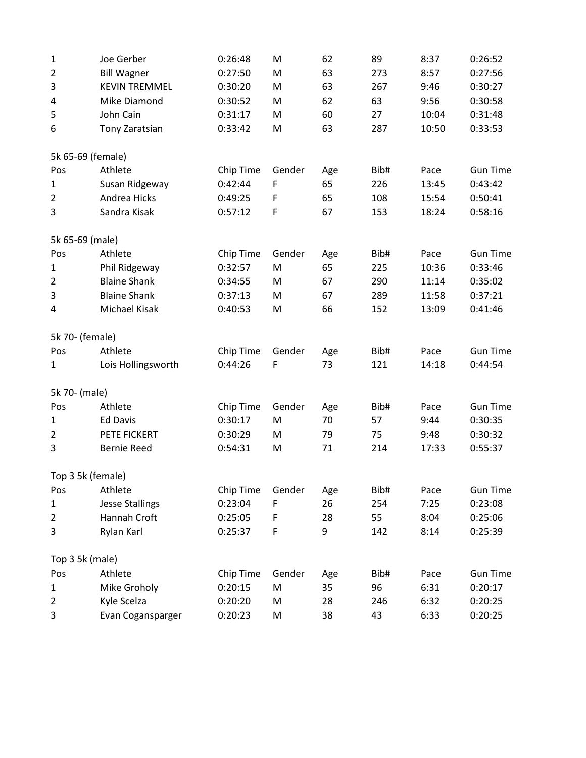| | | | | | | | |
|---|---|---|---|---|---|---|---|
| 1 | Joe Gerber | 0:26:48 | M | 62 | 89 | 8:37 | 0:26:52 |
| 2 | Bill Wagner | 0:27:50 | M | 63 | 273 | 8:57 | 0:27:56 |
| 3 | KEVIN TREMMEL | 0:30:20 | M | 63 | 267 | 9:46 | 0:30:27 |
| 4 | Mike Diamond | 0:30:52 | M | 62 | 63 | 9:56 | 0:30:58 |
| 5 | John Cain | 0:31:17 | M | 60 | 27 | 10:04 | 0:31:48 |
| 6 | Tony Zaratsian | 0:33:42 | M | 63 | 287 | 10:50 | 0:33:53 |

5k 65-69 (female)

| Pos | Athlete | Chip Time | Gender | Age | Bib# | Pace | Gun Time |
|---|---|---|---|---|---|---|---|
| 1 | Susan Ridgeway | 0:42:44 | F | 65 | 226 | 13:45 | 0:43:42 |
| 2 | Andrea Hicks | 0:49:25 | F | 65 | 108 | 15:54 | 0:50:41 |
| 3 | Sandra Kisak | 0:57:12 | F | 67 | 153 | 18:24 | 0:58:16 |

5k 65-69 (male)

| Pos | Athlete | Chip Time | Gender | Age | Bib# | Pace | Gun Time |
|---|---|---|---|---|---|---|---|
| 1 | Phil Ridgeway | 0:32:57 | M | 65 | 225 | 10:36 | 0:33:46 |
| 2 | Blaine Shank | 0:34:55 | M | 67 | 290 | 11:14 | 0:35:02 |
| 3 | Blaine Shank | 0:37:13 | M | 67 | 289 | 11:58 | 0:37:21 |
| 4 | Michael Kisak | 0:40:53 | M | 66 | 152 | 13:09 | 0:41:46 |

5k 70- (female)

| Pos | Athlete | Chip Time | Gender | Age | Bib# | Pace | Gun Time |
|---|---|---|---|---|---|---|---|
| 1 | Lois Hollingsworth | 0:44:26 | F | 73 | 121 | 14:18 | 0:44:54 |

5k 70- (male)

| Pos | Athlete | Chip Time | Gender | Age | Bib# | Pace | Gun Time |
|---|---|---|---|---|---|---|---|
| 1 | Ed Davis | 0:30:17 | M | 70 | 57 | 9:44 | 0:30:35 |
| 2 | PETE FICKERT | 0:30:29 | M | 79 | 75 | 9:48 | 0:30:32 |
| 3 | Bernie Reed | 0:54:31 | M | 71 | 214 | 17:33 | 0:55:37 |

Top 3 5k (female)

| Pos | Athlete | Chip Time | Gender | Age | Bib# | Pace | Gun Time |
|---|---|---|---|---|---|---|---|
| 1 | Jesse Stallings | 0:23:04 | F | 26 | 254 | 7:25 | 0:23:08 |
| 2 | Hannah Croft | 0:25:05 | F | 28 | 55 | 8:04 | 0:25:06 |
| 3 | Rylan Karl | 0:25:37 | F | 9 | 142 | 8:14 | 0:25:39 |

Top 3 5k (male)

| Pos | Athlete | Chip Time | Gender | Age | Bib# | Pace | Gun Time |
|---|---|---|---|---|---|---|---|
| 1 | Mike Groholy | 0:20:15 | M | 35 | 96 | 6:31 | 0:20:17 |
| 2 | Kyle Scelza | 0:20:20 | M | 28 | 246 | 6:32 | 0:20:25 |
| 3 | Evan Cogansparger | 0:20:23 | M | 38 | 43 | 6:33 | 0:20:25 |